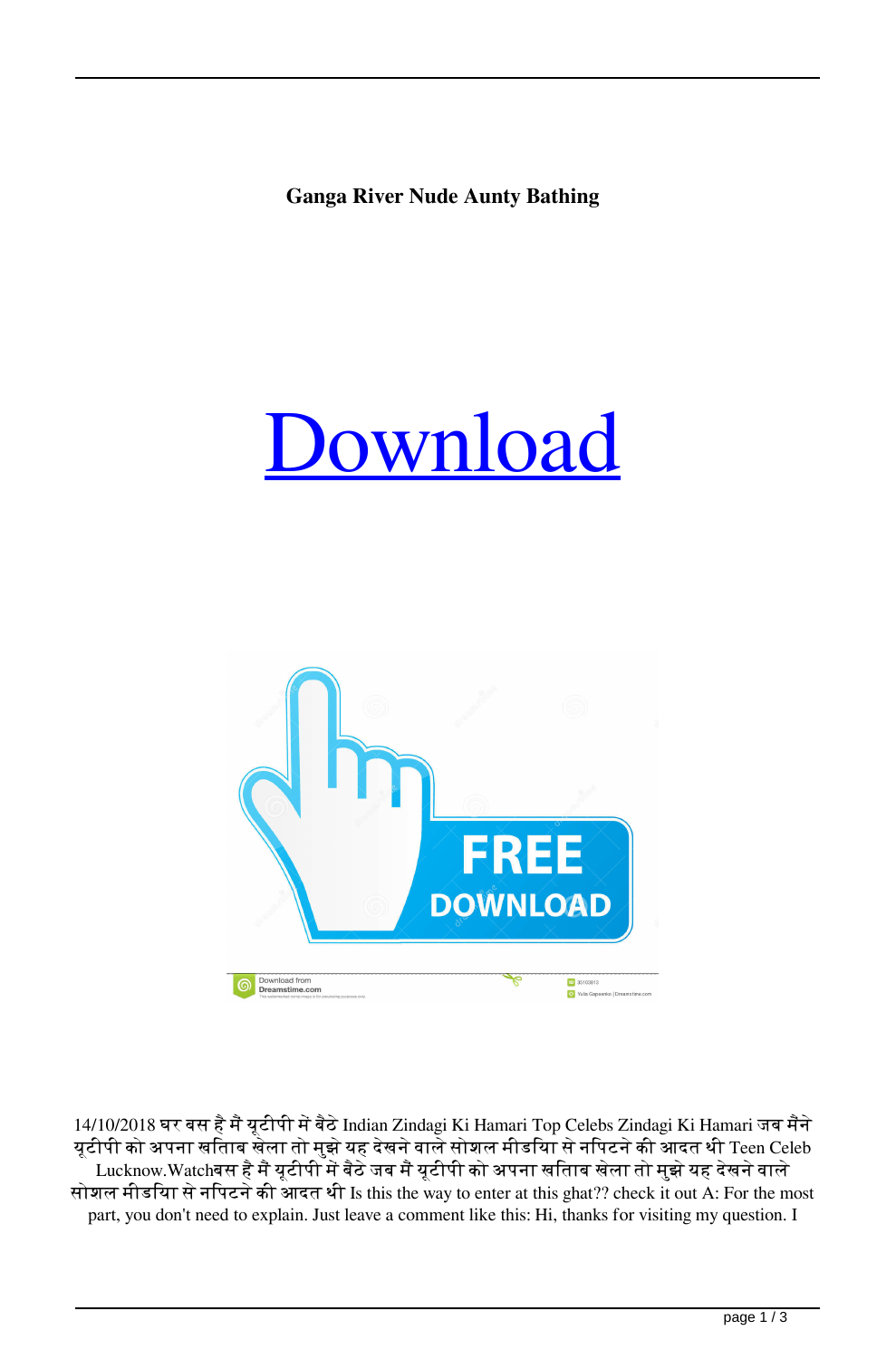**Ganga River Nude Aunty Bathing**

# Download

14/10/2018 घर बस है मैं यूटीपी में बैठे Indian Zindagi Ki Hamari Top Celebs Zindagi Ki Hamari जब मैंने यूटीपी को अपना खिताब खेला तो मुझे यह देखने वाले सोशल मीडिया से नपिटने की आदत थी Teen Celeb Lucknow.Watchबस है मैं यूटीपी में बैठे जब मैं यूटीपी को अपना खिताब खेला तो मुझे यह देखने वाले सोशल मीडिया से नपिटने की आदत थी Is this the way to enter at this ghat?? check it out A: For the most part, you don't need to explain. Just leave a comment like this: Hi, thanks for visiting my question. I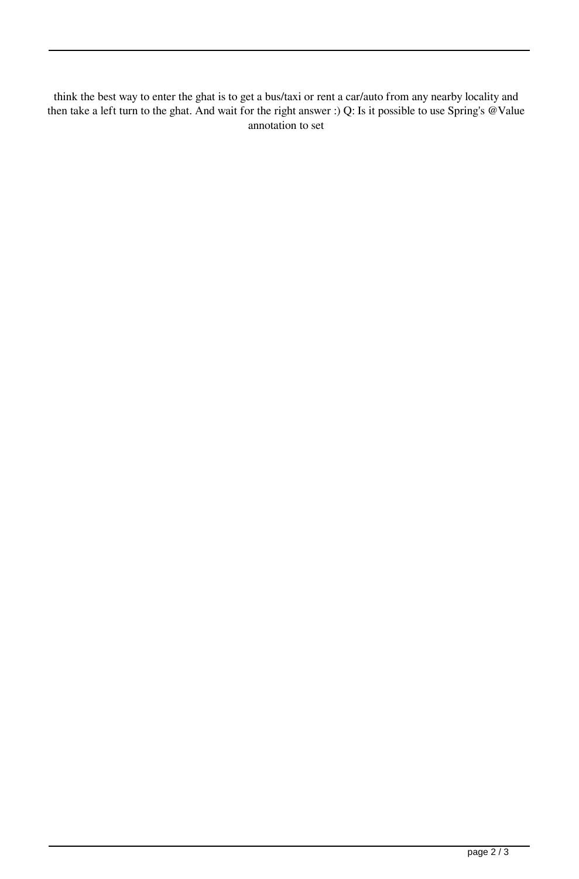think the best way to enter the ghat is to get a bus/taxi or rent a car/auto from any nearby locality and then take a left turn to the ghat. And wait for the right answer :) Q: Is it possible to use Spring's @Value annotation to set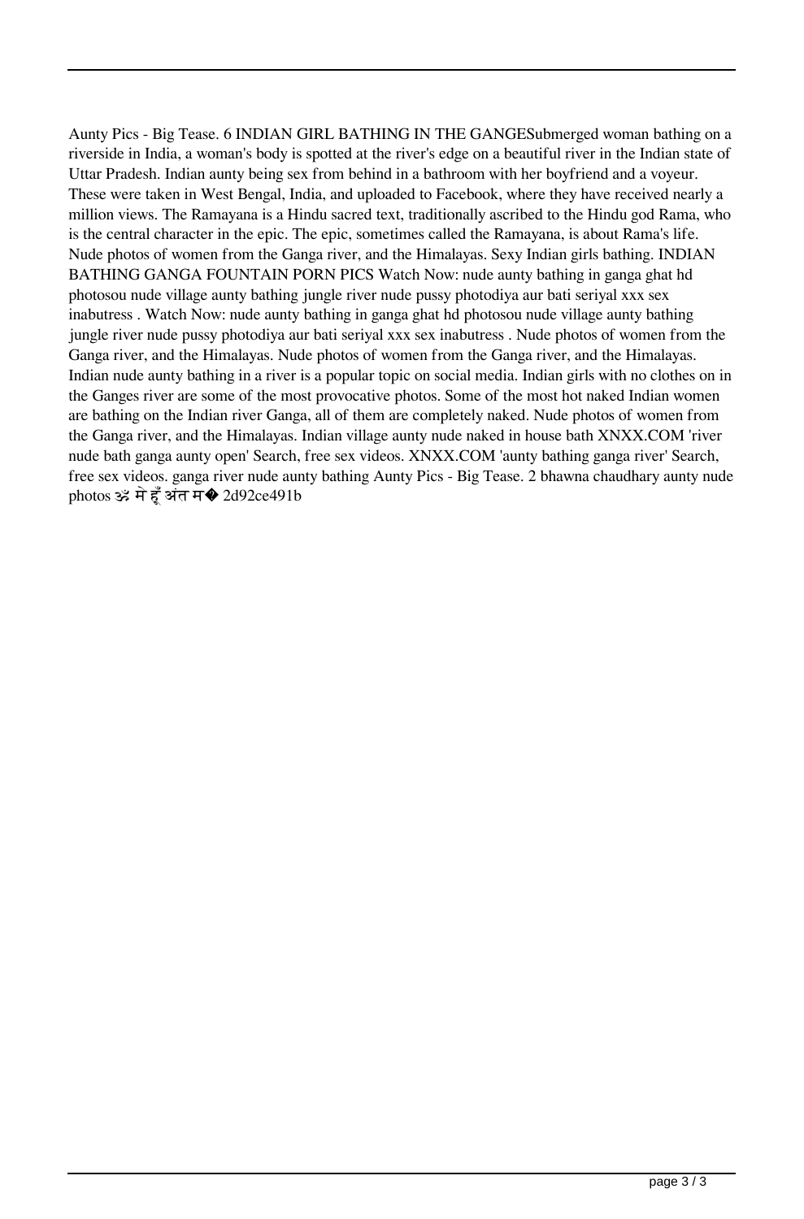Aunty Pics - Big Tease. 6 INDIAN GIRL BATHING IN THE GANGESubmerged woman bathing on a riverside in India, a woman's body is spotted at the river's edge on a beautiful river in the Indian state of Uttar Pradesh. Indian aunty being sex from behind in a bathroom with her boyfriend and a voyeur. These were taken in West Bengal, India, and uploaded to Facebook, where they have received nearly a million views. The Ramayana is a Hindu sacred text, traditionally ascribed to the Hindu god Rama, who is the central character in the epic. The epic, sometimes called the Ramayana, is about Rama's life. Nude photos of women from the Ganga river, and the Himalayas. Sexy Indian girls bathing. INDIAN BATHING GANGA FOUNTAIN PORN PICS Watch Now: nude aunty bathing in ganga ghat hd photosou nude village aunty bathing jungle river nude pussy photodiya aur bati seriyal xxx sex inabutress . Watch Now: nude aunty bathing in ganga ghat hd photosou nude village aunty bathing jungle river nude pussy photodiya aur bati seriyal xxx sex inabutress . Nude photos of women from the Ganga river, and the Himalayas. Nude photos of women from the Ganga river, and the Himalayas. Indian nude aunty bathing in a river is a popular topic on social media. Indian girls with no clothes on in the Ganges river are some of the most provocative photos. Some of the most hot naked Indian women are bathing on the Indian river Ganga, all of them are completely naked. Nude photos of women from the Ganga river, and the Himalayas. Indian village aunty nude naked in house bath XNXX.COM 'river nude bath ganga aunty open' Search, free sex videos. XNXX.COM 'aunty bathing ganga river' Search, free sex videos. ganga river nude aunty bathing Aunty Pics - Big Tease. 2 bhawna chaudhary aunty nude photos ॐ मे हूँ अंत म� 2d92ce491b